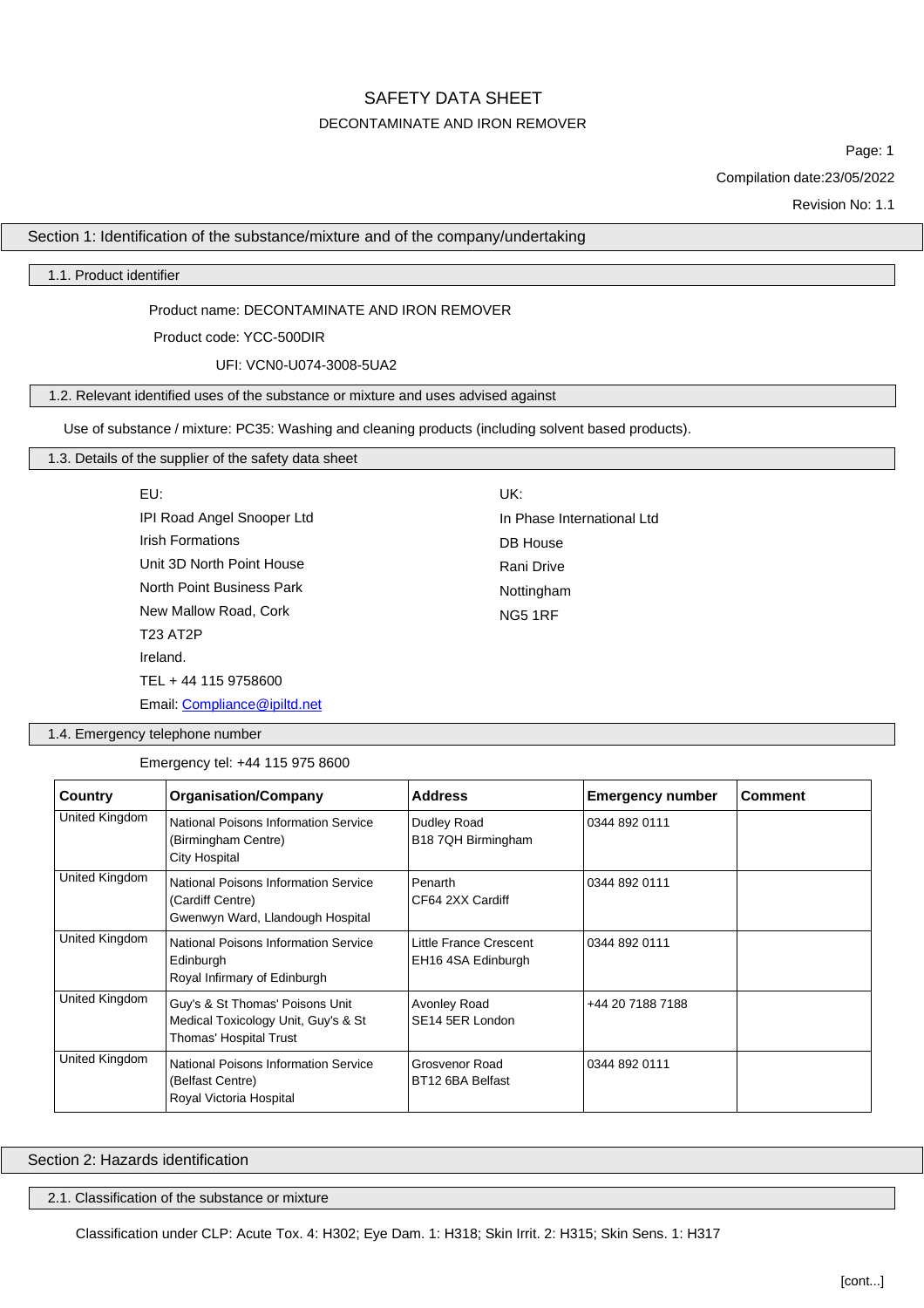# SAFETY DATA SHEET

## DECONTAMINATE AND IRON REMOVER

Compilation date:23/05/2022

Revision No: 1.1

## Section 1: Identification of the substance/mixture and of the company/undertaking

### 1.1. Product identifier

Product name: DECONTAMINATE AND IRON REMOVER

Product code: YCC-500DIR

UFI: VCN0-U074-3008-5UA2

### 1.2. Relevant identified uses of the substance or mixture and uses advised against

Use of substance / mixture: PC35: Washing and cleaning products (including solvent based products).

### 1.3. Details of the supplier of the safety data sheet

EU:
IPI Road Angel Snooper Ltd
Irish Formations
Unit 3D North Point House
North Point Business Park
New Mallow Road, Cork
T23 AT2P
Ireland.
TEL + 44 115 9758600
Email: Compliance@ipiltd.net

UK:
In Phase International Ltd
DB House
Rani Drive
Nottingham
NG5 1RF

### 1.4. Emergency telephone number

Emergency tel: +44 115 975 8600

| Country | Organisation/Company | Address | Emergency number | Comment |
|---|---|---|---|---|
| United Kingdom | National Poisons Information Service (Birmingham Centre) City Hospital | Dudley Road B18 7QH Birmingham | 0344 892 0111 | |
| United Kingdom | National Poisons Information Service (Cardiff Centre) Gwenwyn Ward, Llandough Hospital | Penarth CF64 2XX Cardiff | 0344 892 0111 | |
| United Kingdom | National Poisons Information Service Edinburgh Royal Infirmary of Edinburgh | Little France Crescent EH16 4SA Edinburgh | 0344 892 0111 | |
| United Kingdom | Guy's & St Thomas' Poisons Unit Medical Toxicology Unit, Guy's & St Thomas' Hospital Trust | Avonley Road SE14 5ER London | +44 20 7188 7188 | |
| United Kingdom | National Poisons Information Service (Belfast Centre) Royal Victoria Hospital | Grosvenor Road BT12 6BA Belfast | 0344 892 0111 | |

## Section 2: Hazards identification

### 2.1. Classification of the substance or mixture

Classification under CLP: Acute Tox. 4: H302; Eye Dam. 1: H318; Skin Irrit. 2: H315; Skin Sens. 1: H317

[cont...]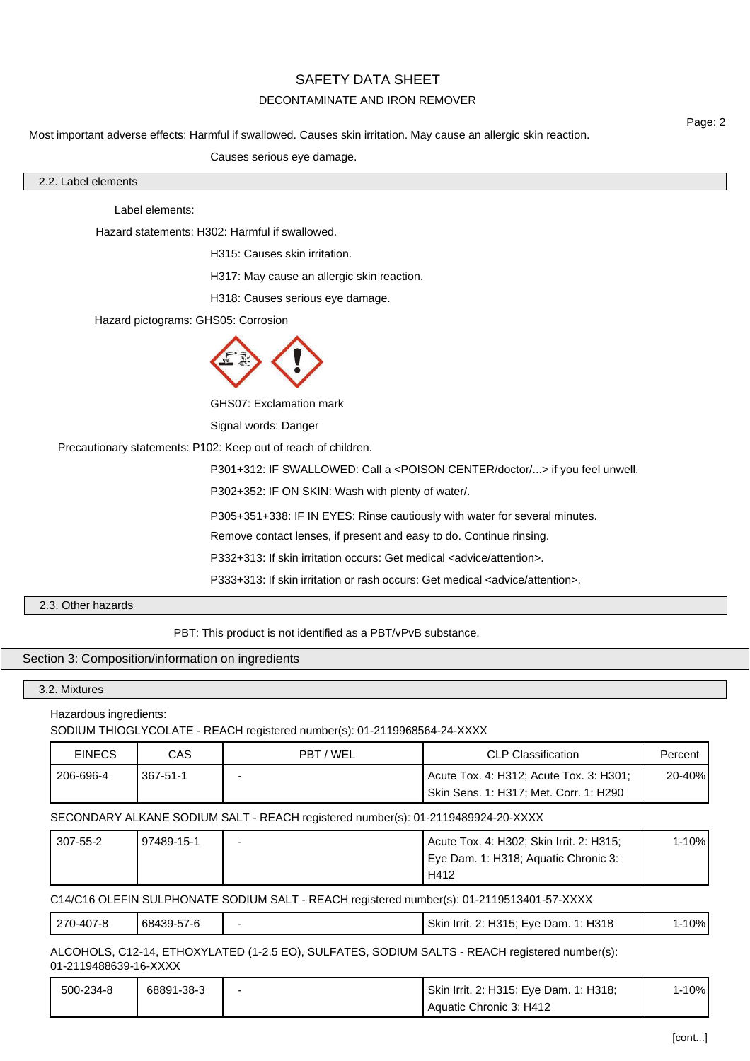Most important adverse effects: Harmful if swallowed. Causes skin irritation. May cause an allergic skin reaction.

Causes serious eye damage.

### 2.2. Label elements

Label elements:

Hazard statements: H302: Harmful if swallowed.

H315: Causes skin irritation.

H317: May cause an allergic skin reaction.

H318: Causes serious eye damage.

Hazard pictograms: GHS05: Corrosion

GHS07: Exclamation mark

Signal words: Danger

Precautionary statements: P102: Keep out of reach of children.

P301+312: IF SWALLOWED: Call a <POISON CENTER/doctor/...> if you feel unwell.

P302+352: IF ON SKIN: Wash with plenty of water/.

P305+351+338: IF IN EYES: Rinse cautiously with water for several minutes. Remove contact lenses, if present and easy to do. Continue rinsing.

P332+313: If skin irritation occurs: Get medical <advice/attention>.

P333+313: If skin irritation or rash occurs: Get medical <advice/attention>.

### 2.3. Other hazards

PBT: This product is not identified as a PBT/vPvB substance.

## Section 3: Composition/information on ingredients

### 3.2. Mixtures

Hazardous ingredients:

SODIUM THIOGLYCOLATE - REACH registered number(s): 01-2119968564-24-XXXX

| EINECS | CAS | PBT / WEL | CLP Classification | Percent |
|---|---|---|---|---|
| 206-696-4 | 367-51-1 | - | Acute Tox. 4: H312; Acute Tox. 3: H301; Skin Sens. 1: H317; Met. Corr. 1: H290 | 20-40% |

SECONDARY ALKANE SODIUM SALT - REACH registered number(s): 01-2119489924-20-XXXX

| EINECS | CAS | PBT / WEL | CLP Classification | Percent |
|---|---|---|---|---|
| 307-55-2 | 97489-15-1 | - | Acute Tox. 4: H302; Skin Irrit. 2: H315; Eye Dam. 1: H318; Aquatic Chronic 3: H412 | 1-10% |

C14/C16 OLEFIN SULPHONATE SODIUM SALT - REACH registered number(s): 01-2119513401-57-XXXX

| EINECS | CAS | PBT / WEL | CLP Classification | Percent |
|---|---|---|---|---|
| 270-407-8 | 68439-57-6 | - | Skin Irrit. 2: H315; Eye Dam. 1: H318 | 1-10% |

ALCOHOLS, C12-14, ETHOXYLATED (1-2.5 EO), SULFATES, SODIUM SALTS - REACH registered number(s): 01-2119488639-16-XXXX

| EINECS | CAS | PBT / WEL | CLP Classification | Percent |
|---|---|---|---|---|
| 500-234-8 | 68891-38-3 | - | Skin Irrit. 2: H315; Eye Dam. 1: H318; Aquatic Chronic 3: H412 | 1-10% |

[cont...]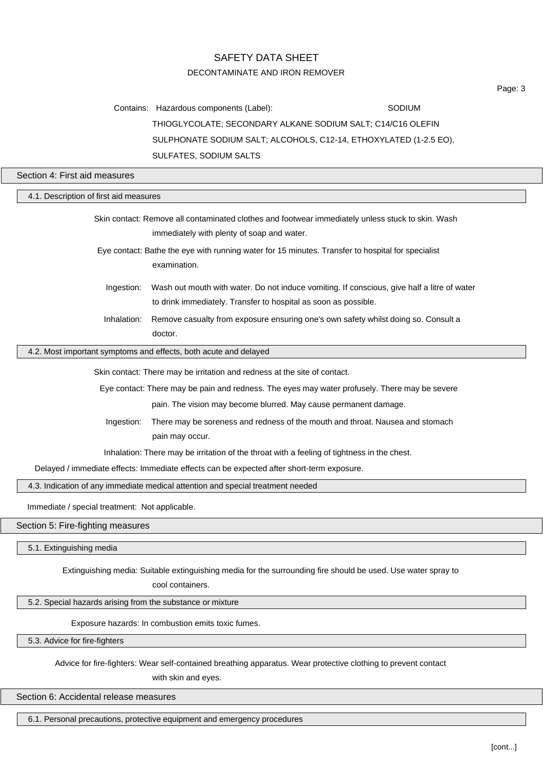**Contains:** Hazardous components (Label): SODIUM THIOGLYCOLATE; SECONDARY ALKANE SODIUM SALT; C14/C16 OLEFIN SULPHONATE SODIUM SALT; ALCOHOLS, C12-14, ETHOXYLATED (1-2.5 EO), SULFATES, SODIUM SALTS

## Section 4: First aid measures

### 4.1. Description of first aid measures

**Skin contact:** Remove all contaminated clothes and footwear immediately unless stuck to skin. Wash immediately with plenty of soap and water.

**Eye contact:** Bathe the eye with running water for 15 minutes. Transfer to hospital for specialist examination.

**Ingestion:** Wash out mouth with water. Do not induce vomiting. If conscious, give half a litre of water to drink immediately. Transfer to hospital as soon as possible.

**Inhalation:** Remove casualty from exposure ensuring one's own safety whilst doing so. Consult a doctor.

### 4.2. Most important symptoms and effects, both acute and delayed

**Skin contact:** There may be irritation and redness at the site of contact.

**Eye contact:** There may be pain and redness. The eyes may water profusely. There may be severe pain. The vision may become blurred. May cause permanent damage.

**Ingestion:** There may be soreness and redness of the mouth and throat. Nausea and stomach pain may occur.

**Inhalation:** There may be irritation of the throat with a feeling of tightness in the chest.

**Delayed / immediate effects:** Immediate effects can be expected after short-term exposure.

### 4.3. Indication of any immediate medical attention and special treatment needed

**Immediate / special treatment:** Not applicable.

## Section 5: Fire-fighting measures

### 5.1. Extinguishing media

**Extinguishing media:** Suitable extinguishing media for the surrounding fire should be used. Use water spray to cool containers.

### 5.2. Special hazards arising from the substance or mixture

**Exposure hazards:** In combustion emits toxic fumes.

### 5.3. Advice for fire-fighters

**Advice for fire-fighters:** Wear self-contained breathing apparatus. Wear protective clothing to prevent contact with skin and eyes.

## Section 6: Accidental release measures

### 6.1. Personal precautions, protective equipment and emergency procedures

[cont...]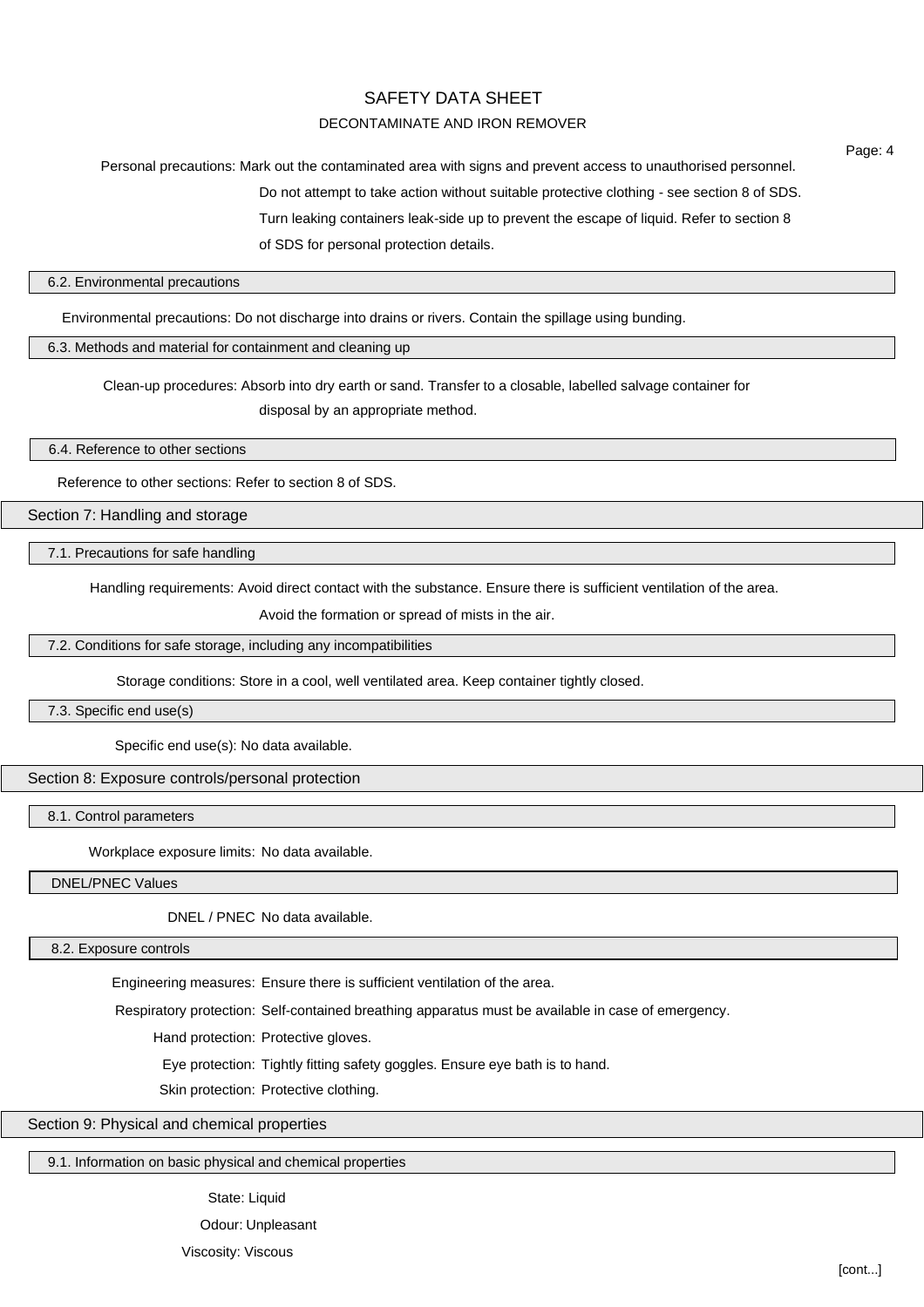Personal precautions: Mark out the contaminated area with signs and prevent access to unauthorised personnel. Do not attempt to take action without suitable protective clothing - see section 8 of SDS. Turn leaking containers leak-side up to prevent the escape of liquid. Refer to section 8 of SDS for personal protection details.

### 6.2. Environmental precautions

Environmental precautions: Do not discharge into drains or rivers. Contain the spillage using bunding.

### 6.3. Methods and material for containment and cleaning up

Clean-up procedures: Absorb into dry earth or sand. Transfer to a closable, labelled salvage container for disposal by an appropriate method.

### 6.4. Reference to other sections

Reference to other sections: Refer to section 8 of SDS.

## Section 7: Handling and storage

### 7.1. Precautions for safe handling

Handling requirements: Avoid direct contact with the substance. Ensure there is sufficient ventilation of the area. Avoid the formation or spread of mists in the air.

### 7.2. Conditions for safe storage, including any incompatibilities

Storage conditions: Store in a cool, well ventilated area. Keep container tightly closed.

### 7.3. Specific end use(s)

Specific end use(s): No data available.

## Section 8: Exposure controls/personal protection

### 8.1. Control parameters

Workplace exposure limits: No data available.

### DNEL/PNEC Values

DNEL / PNEC No data available.

### 8.2. Exposure controls

Engineering measures: Ensure there is sufficient ventilation of the area.

Respiratory protection: Self-contained breathing apparatus must be available in case of emergency.

Hand protection: Protective gloves.

Eye protection: Tightly fitting safety goggles. Ensure eye bath is to hand.

Skin protection: Protective clothing.

## Section 9: Physical and chemical properties

### 9.1. Information on basic physical and chemical properties

State: Liquid

Odour: Unpleasant

Viscosity: Viscous

[cont...]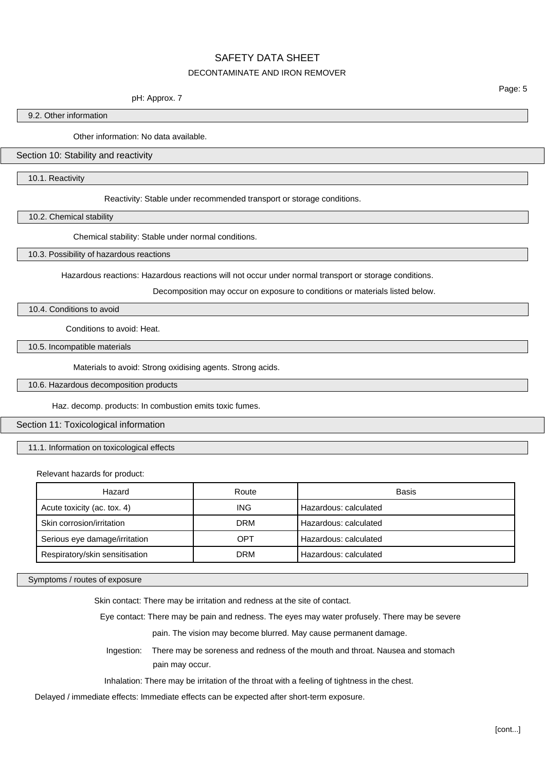pH: Approx. 7

### 9.2. Other information

Other information: No data available.

## Section 10: Stability and reactivity

### 10.1. Reactivity

Reactivity: Stable under recommended transport or storage conditions.

### 10.2. Chemical stability

Chemical stability: Stable under normal conditions.

### 10.3. Possibility of hazardous reactions

Hazardous reactions: Hazardous reactions will not occur under normal transport or storage conditions.

Decomposition may occur on exposure to conditions or materials listed below.

### 10.4. Conditions to avoid

Conditions to avoid: Heat.

### 10.5. Incompatible materials

Materials to avoid: Strong oxidising agents. Strong acids.

### 10.6. Hazardous decomposition products

Haz. decomp. products: In combustion emits toxic fumes.

## Section 11: Toxicological information

### 11.1. Information on toxicological effects

Relevant hazards for product:

| Hazard | Route | Basis |
|---|---|---|
| Acute toxicity (ac. tox. 4) | ING | Hazardous: calculated |
| Skin corrosion/irritation | DRM | Hazardous: calculated |
| Serious eye damage/irritation | OPT | Hazardous: calculated |
| Respiratory/skin sensitisation | DRM | Hazardous: calculated |

### Symptoms / routes of exposure

Skin contact: There may be irritation and redness at the site of contact.

Eye contact: There may be pain and redness. The eyes may water profusely. There may be severe pain. The vision may become blurred. May cause permanent damage.

Ingestion: There may be soreness and redness of the mouth and throat. Nausea and stomach pain may occur.

Inhalation: There may be irritation of the throat with a feeling of tightness in the chest.

Delayed / immediate effects: Immediate effects can be expected after short-term exposure.

[cont...]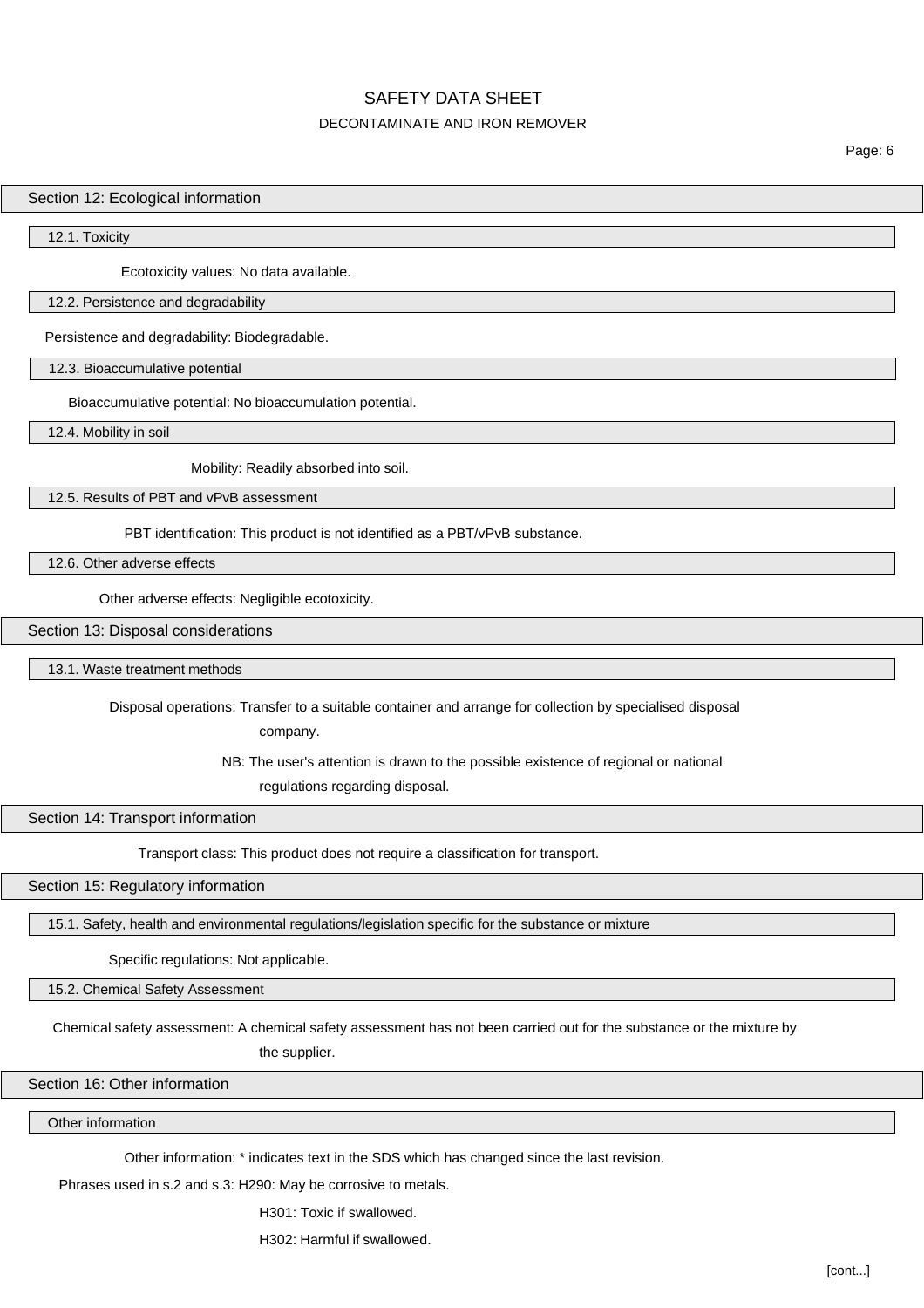## Section 12: Ecological information

### 12.1. Toxicity

Ecotoxicity values: No data available.

### 12.2. Persistence and degradability

Persistence and degradability: Biodegradable.

### 12.3. Bioaccumulative potential

Bioaccumulative potential: No bioaccumulation potential.

### 12.4. Mobility in soil

Mobility: Readily absorbed into soil.

### 12.5. Results of PBT and vPvB assessment

PBT identification: This product is not identified as a PBT/vPvB substance.

### 12.6. Other adverse effects

Other adverse effects: Negligible ecotoxicity.

## Section 13: Disposal considerations

### 13.1. Waste treatment methods

Disposal operations: Transfer to a suitable container and arrange for collection by specialised disposal company.

NB: The user's attention is drawn to the possible existence of regional or national regulations regarding disposal.

## Section 14: Transport information

Transport class: This product does not require a classification for transport.

## Section 15: Regulatory information

### 15.1. Safety, health and environmental regulations/legislation specific for the substance or mixture

Specific regulations: Not applicable.

### 15.2. Chemical Safety Assessment

Chemical safety assessment: A chemical safety assessment has not been carried out for the substance or the mixture by the supplier.

## Section 16: Other information

### Other information

Other information: * indicates text in the SDS which has changed since the last revision.

Phrases used in s.2 and s.3: H290: May be corrosive to metals.

H301: Toxic if swallowed.

H302: Harmful if swallowed.

[cont...]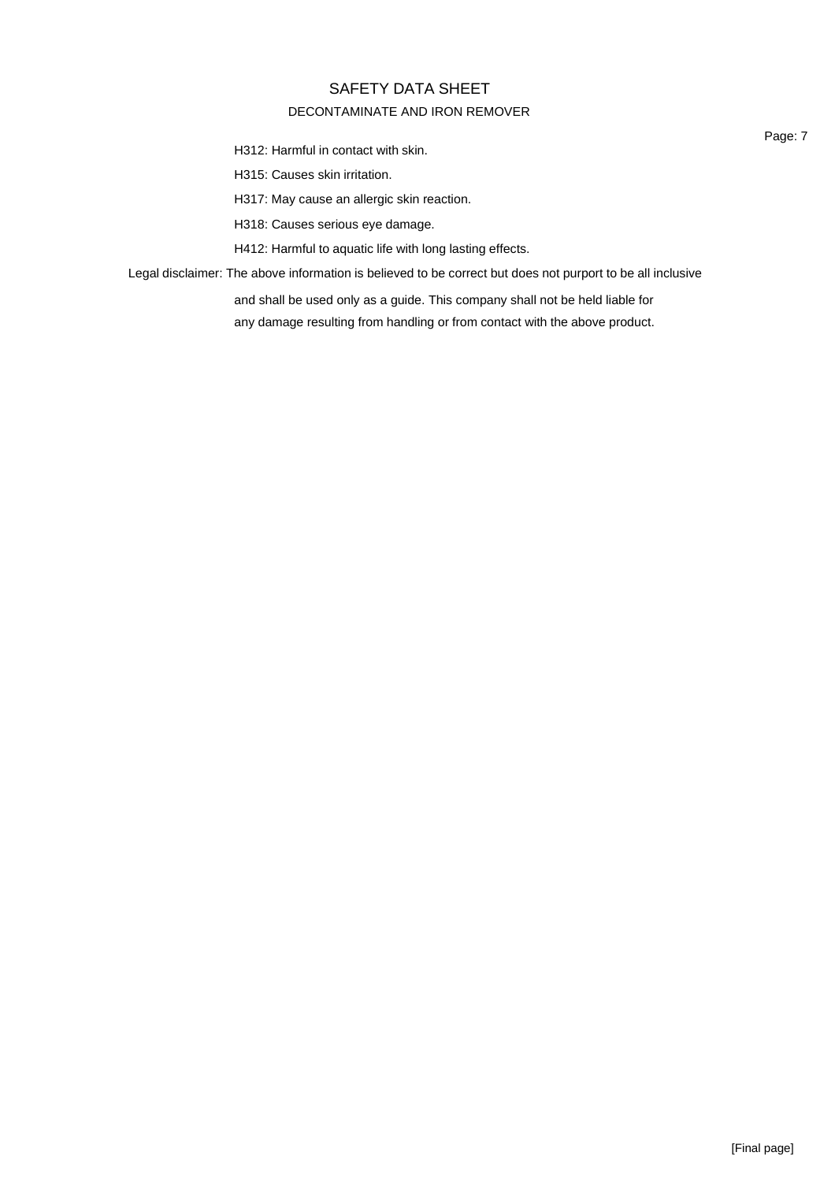H312: Harmful in contact with skin.

H315: Causes skin irritation.

H317: May cause an allergic skin reaction.

H318: Causes serious eye damage.

H412: Harmful to aquatic life with long lasting effects.

Legal disclaimer: The above information is believed to be correct but does not purport to be all inclusive and shall be used only as a guide. This company shall not be held liable for any damage resulting from handling or from contact with the above product.

[Final page]